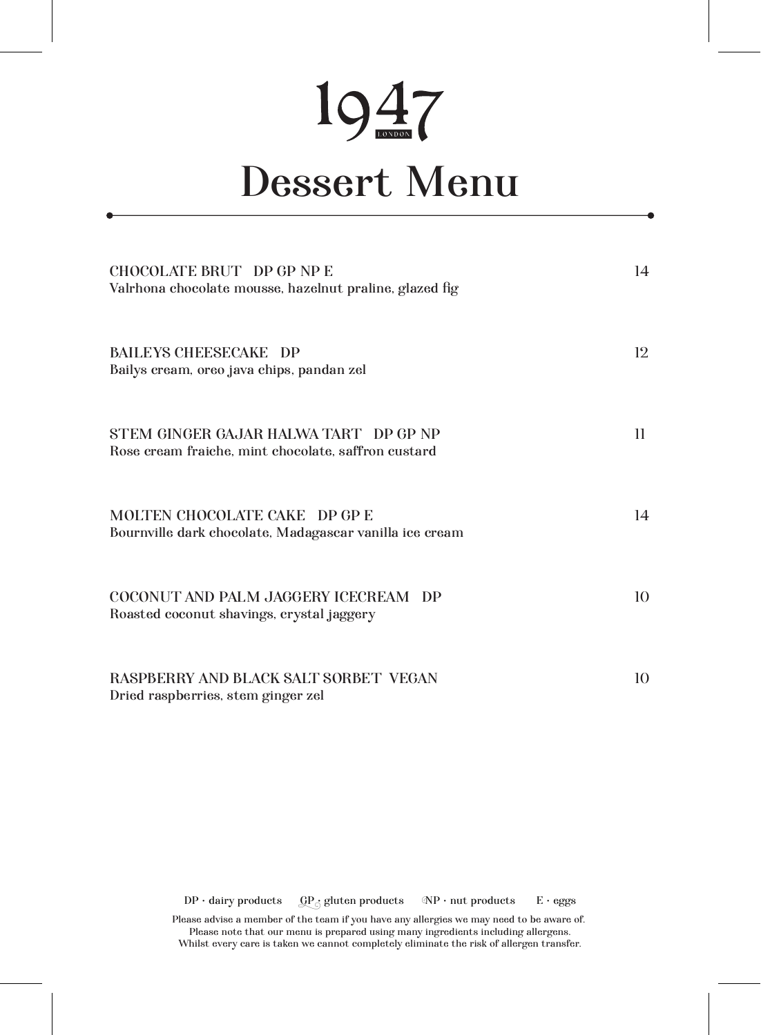# 1947
LONDON

# Dessert Menu

CHOCOLATE BRUT DP GP NP E — 14
Valrhona chocolate mousse, hazelnut praline, glazed fig

BAILEYS CHEESECAKE DP — 12
Bailys cream, oreo java chips, pandan zel

STEM GINGER GAJAR HALWA TART DP GP NP — 11
Rose cream fraiche, mint chocolate, saffron custard

MOLTEN CHOCOLATE CAKE DP GP E — 14
Bournville dark chocolate, Madagascar vanilla ice cream

COCONUT AND PALM JAGGERY ICECREAM DP — 10
Roasted coconut shavings, crystal jaggery

RASPBERRY AND BLACK SALT SORBET VEGAN — 10
Dried raspberries, stem ginger zel

DP · dairy products GP · gluten products NP · nut products E · eggs

Please advise a member of the team if you have any allergies we may need to be aware of.
Please note that our menu is prepared using many ingredients including allergens.
Whilst every care is taken we cannot completely eliminate the risk of allergen transfer.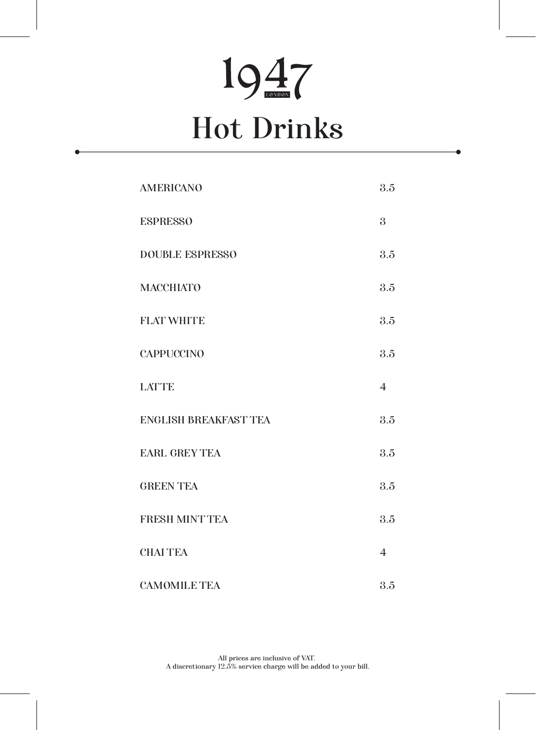1947
LONDON

# Hot Drinks

| | |
|---|---|
| AMERICANO | 3.5 |
| ESPRESSO | 3 |
| DOUBLE ESPRESSO | 3.5 |
| MACCHIATO | 3.5 |
| FLAT WHITE | 3.5 |
| CAPPUCCINO | 3.5 |
| LATTE | 4 |
| ENGLISH BREAKFAST TEA | 3.5 |
| EARL GREY TEA | 3.5 |
| GREEN TEA | 3.5 |
| FRESH MINT TEA | 3.5 |
| CHAI TEA | 4 |
| CAMOMILE TEA | 3.5 |

All prices are inclusive of VAT.
A discretionary 12.5% service charge will be added to your bill.